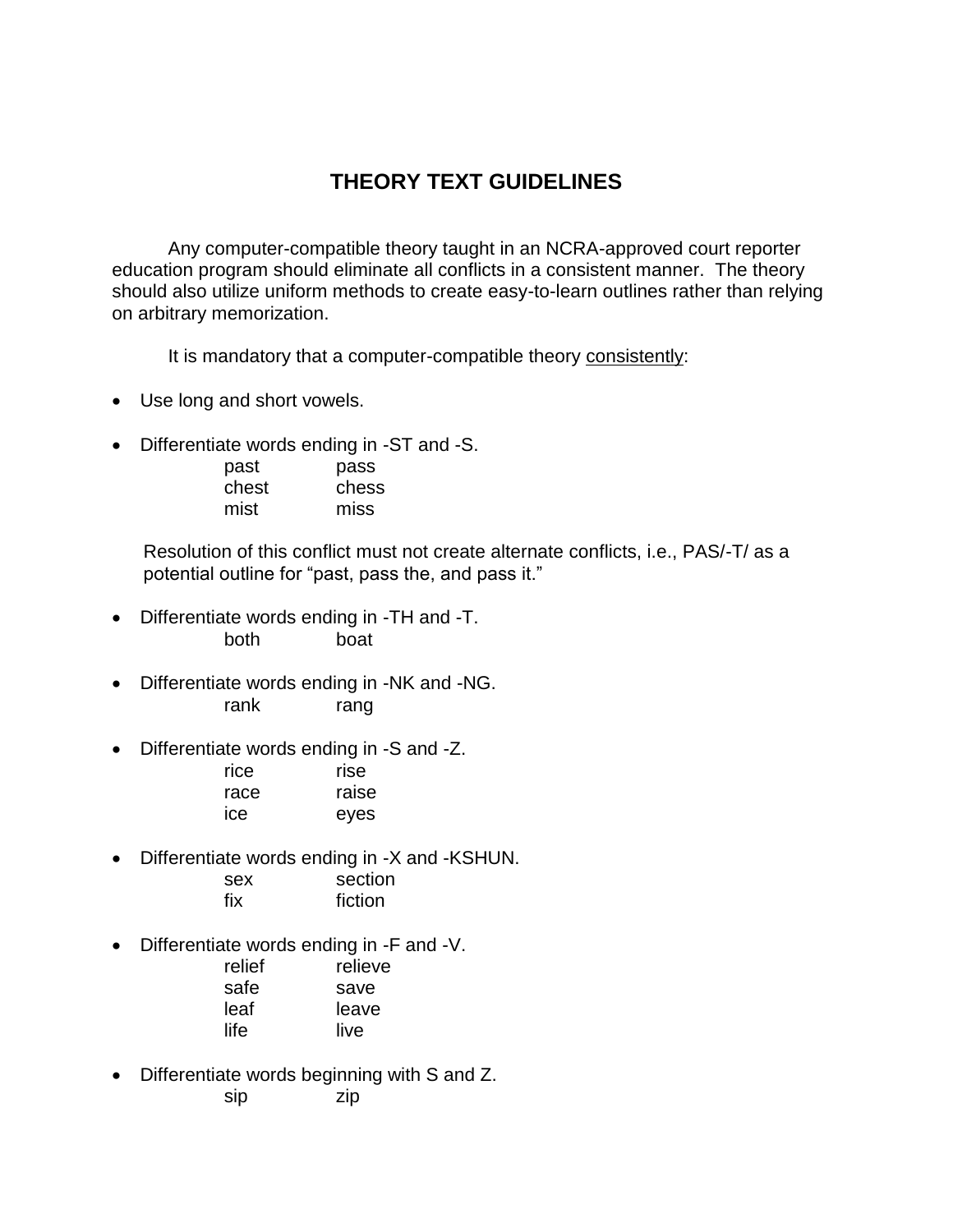# THEORY TEXT GUIDELINES

Any computer-compatible theory taught in an NCRA-approved court reporter education program should eliminate all conflicts in a consistent manner. The theory should also utilize uniform methods to create easy-to-learn outlines rather than relying on arbitrary memorization.

It is mandatory that a computer-compatible theory <u>consistently</u>:

- Use long and short vowels.

- Differentiate words ending in -ST and -S.

| | |
|---|---|
| past | pass |
| chest | chess |
| mist | miss |

  Resolution of this conflict must not create alternate conflicts, i.e., PAS/-T/ as a potential outline for "past, pass the, and pass it."

- Differentiate words ending in -TH and -T.

| | |
|---|---|
| both | boat |

- Differentiate words ending in -NK and -NG.

| | |
|---|---|
| rank | rang |

- Differentiate words ending in -S and -Z.

| | |
|---|---|
| rice | rise |
| race | raise |
| ice | eyes |

- Differentiate words ending in -X and -KSHUN.

| | |
|---|---|
| sex | section |
| fix | fiction |

- Differentiate words ending in -F and -V.

| | |
|---|---|
| relief | relieve |
| safe | save |
| leaf | leave |
| life | live |

- Differentiate words beginning with S and Z.

| | |
|---|---|
| sip | zip |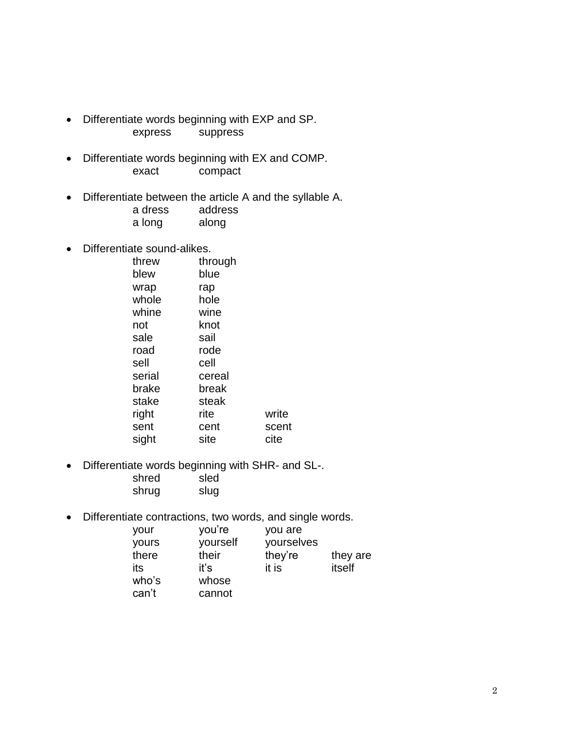- Differentiate words beginning with EXP and SP.

  | | |
  |---|---|
  | express | suppress |

- Differentiate words beginning with EX and COMP.

  | | |
  |---|---|
  | exact | compact |

- Differentiate between the article A and the syllable A.

  | | |
  |---|---|
  | a dress | address |
  | a long | along |

- Differentiate sound-alikes.

  | | | |
  |---|---|---|
  | threw | through | |
  | blew | blue | |
  | wrap | rap | |
  | whole | hole | |
  | whine | wine | |
  | not | knot | |
  | sale | sail | |
  | road | rode | |
  | sell | cell | |
  | serial | cereal | |
  | brake | break | |
  | stake | steak | |
  | right | rite | write |
  | sent | cent | scent |
  | sight | site | cite |

- Differentiate words beginning with SHR- and SL-.

  | | |
  |---|---|
  | shred | sled |
  | shrug | slug |

- Differentiate contractions, two words, and single words.

  | | | | |
  |---|---|---|---|
  | your | you're | you are | |
  | yours | yourself | yourselves | |
  | there | their | they're | they are |
  | its | it's | it is | itself |
  | who's | whose | | |
  | can't | cannot | | |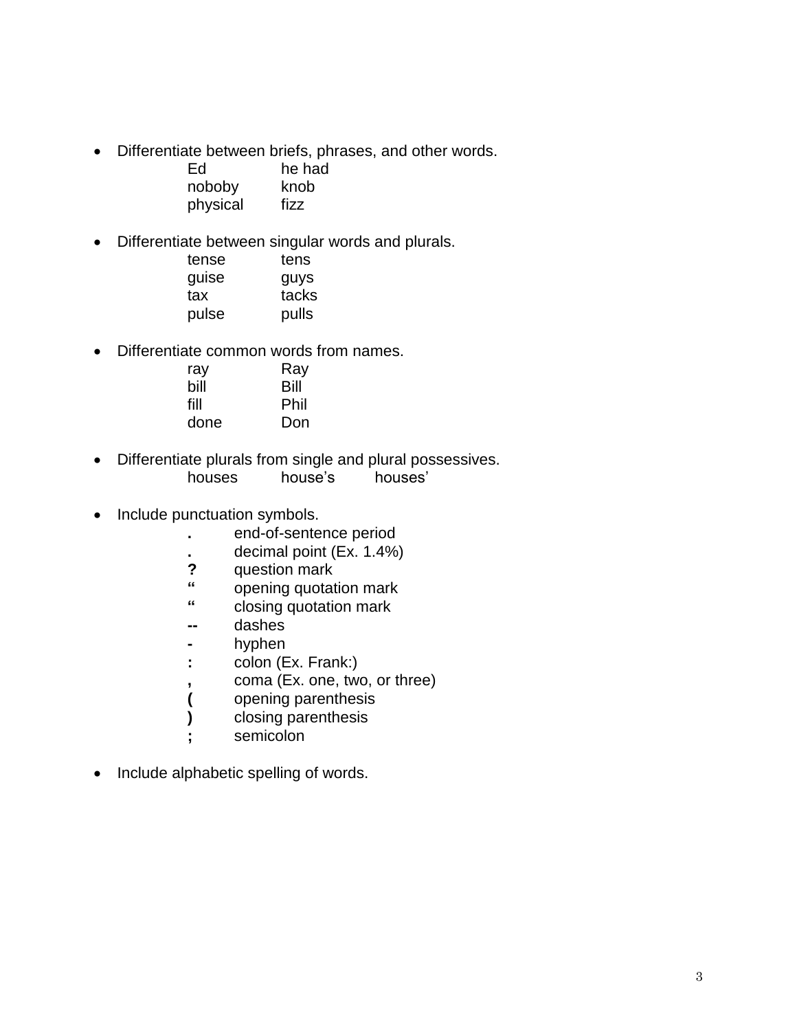- Differentiate between briefs, phrases, and other words.

| | |
|---|---|
| Ed | he had |
| noboby | knob |
| physical | fizz |

- Differentiate between singular words and plurals.

| | |
|---|---|
| tense | tens |
| guise | guys |
| tax | tacks |
| pulse | pulls |

- Differentiate common words from names.

| | |
|---|---|
| ray | Ray |
| bill | Bill |
| fill | Phil |
| done | Don |

- Differentiate plurals from single and plural possessives.

| | | |
|---|---|---|
| houses | house’s | houses’ |

- Include punctuation symbols.

| | |
|---|---|
| **.** | end-of-sentence period |
| **.** | decimal point (Ex. 1.4%) |
| **?** | question mark |
| **“** | opening quotation mark |
| **“** | closing quotation mark |
| **--** | dashes |
| **-** | hyphen |
| **:** | colon (Ex. Frank:) |
| **,** | coma (Ex. one, two, or three) |
| **(** | opening parenthesis |
| **)** | closing parenthesis |
| **;** | semicolon |

- Include alphabetic spelling of words.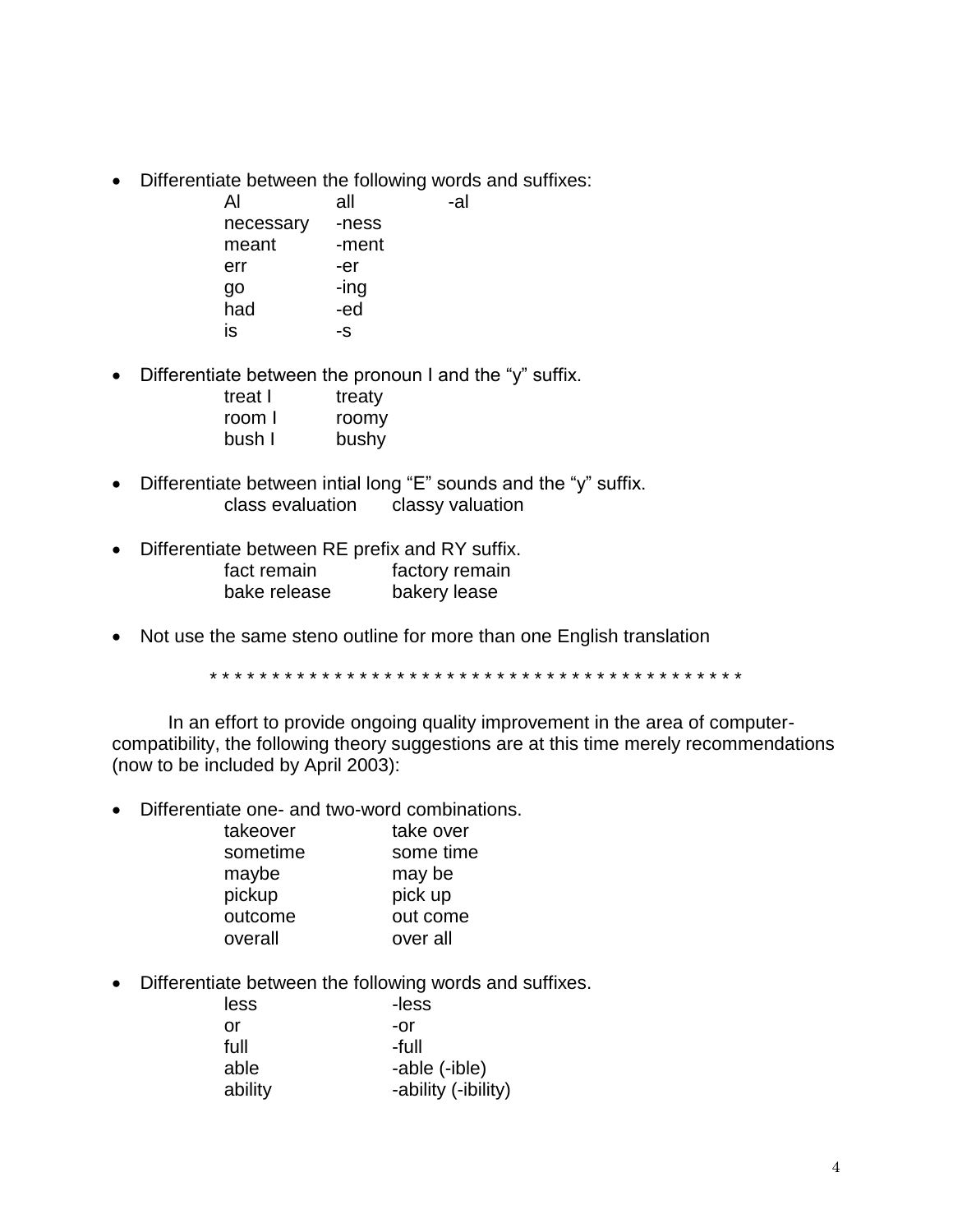- Differentiate between the following words and suffixes:

| | | |
|---|---|---|
| Al | all | -al |
| necessary | -ness | |
| meant | -ment | |
| err | -er | |
| go | -ing | |
| had | -ed | |
| is | -s | |

- Differentiate between the pronoun I and the "y" suffix.

| | |
|---|---|
| treat I | treaty |
| room I | roomy |
| bush I | bushy |

- Differentiate between intial long "E" sounds and the "y" suffix.

| | |
|---|---|
| class evaluation | classy valuation |

- Differentiate between RE prefix and RY suffix.

| | |
|---|---|
| fact remain | factory remain |
| bake release | bakery lease |

- Not use the same steno outline for more than one English translation

* * * * * * * * * * * * * * * * * * * * * * * * * * * * * * * * * * * * * * * * * * * *

In an effort to provide ongoing quality improvement in the area of computer-compatibility, the following theory suggestions are at this time merely recommendations (now to be included by April 2003):

- Differentiate one- and two-word combinations.

| | |
|---|---|
| takeover | take over |
| sometime | some time |
| maybe | may be |
| pickup | pick up |
| outcome | out come |
| overall | over all |

- Differentiate between the following words and suffixes.

| | |
|---|---|
| less | -less |
| or | -or |
| full | -full |
| able | -able (-ible) |
| ability | -ability (-ibility) |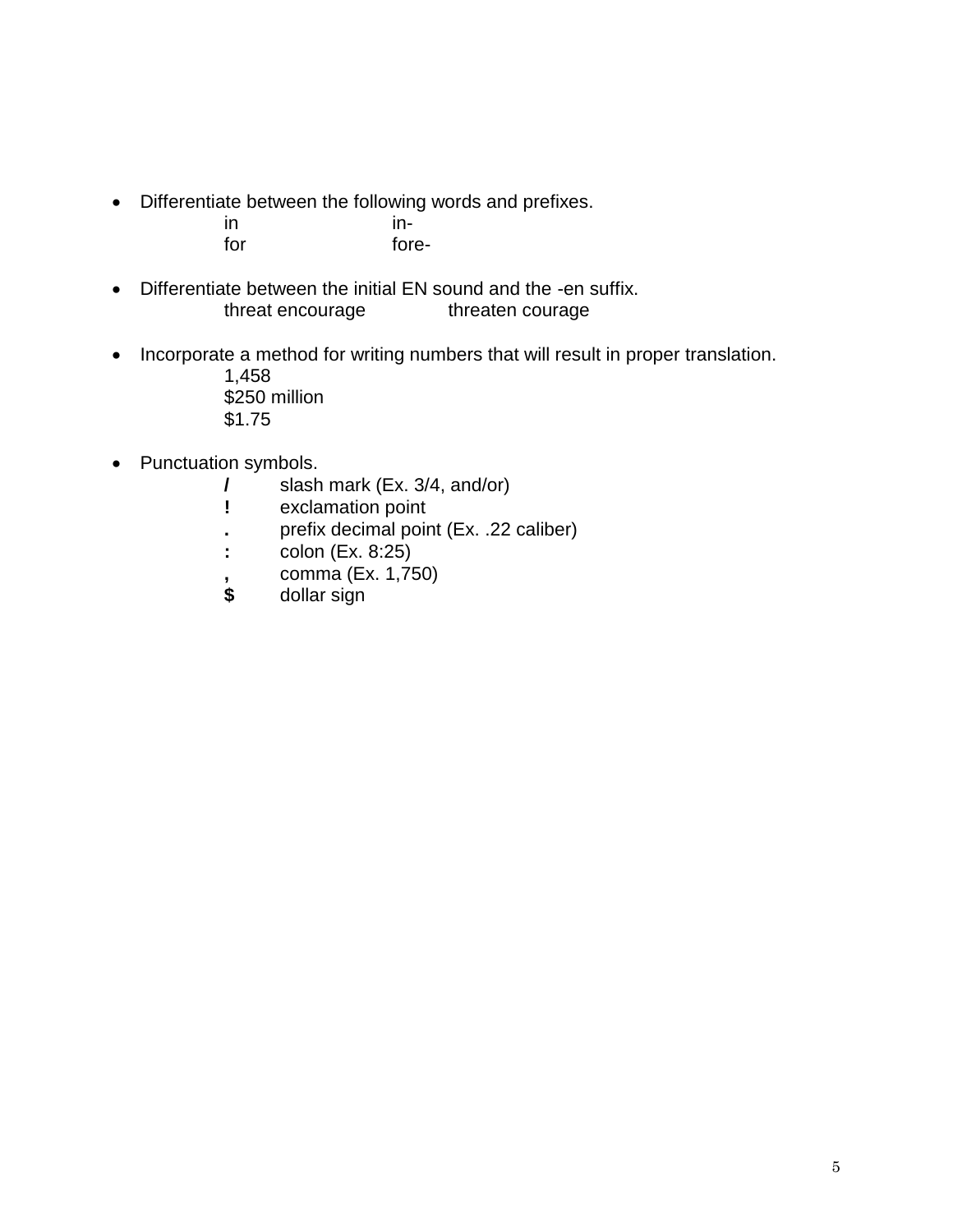- Differentiate between the following words and prefixes.

  in          in-

  for         fore-

- Differentiate between the initial EN sound and the -en suffix.

  threat encourage          threaten courage

- Incorporate a method for writing numbers that will result in proper translation.

  1,458

  $250 million

  $1.75

- Punctuation symbols.

  **/**    slash mark (Ex. 3/4, and/or)

  **!**    exclamation point

  **.**    prefix decimal point (Ex. .22 caliber)

  **:**    colon (Ex. 8:25)

  **,**    comma (Ex. 1,750)

  **$**    dollar sign